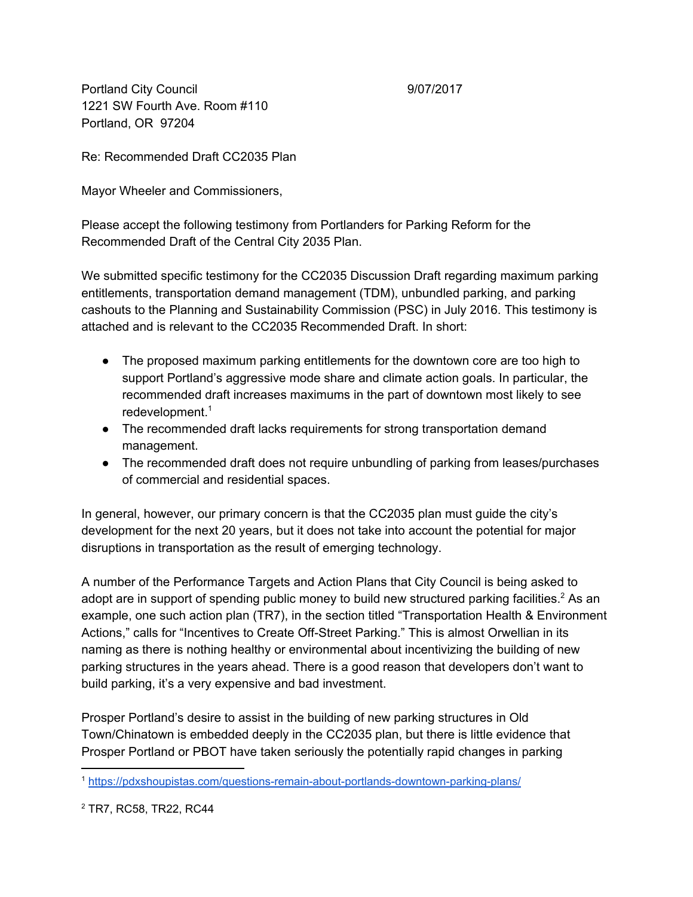Portland City Council 9/07/2017
1221 SW Fourth Ave. Room #110
Portland, OR 97204

Re: Recommended Draft CC2035 Plan

Mayor Wheeler and Commissioners,

Please accept the following testimony from Portlanders for Parking Reform for the Recommended Draft of the Central City 2035 Plan.

We submitted specific testimony for the CC2035 Discussion Draft regarding maximum parking entitlements, transportation demand management (TDM), unbundled parking, and parking cashouts to the Planning and Sustainability Commission (PSC) in July 2016. This testimony is attached and is relevant to the CC2035 Recommended Draft. In short:

- The proposed maximum parking entitlements for the downtown core are too high to support Portland's aggressive mode share and climate action goals. In particular, the recommended draft increases maximums in the part of downtown most likely to see redevelopment.[1]
- The recommended draft lacks requirements for strong transportation demand management.
- The recommended draft does not require unbundling of parking from leases/purchases of commercial and residential spaces.

In general, however, our primary concern is that the CC2035 plan must guide the city's development for the next 20 years, but it does not take into account the potential for major disruptions in transportation as the result of emerging technology.

A number of the Performance Targets and Action Plans that City Council is being asked to adopt are in support of spending public money to build new structured parking facilities.[2] As an example, one such action plan (TR7), in the section titled "Transportation Health & Environment Actions," calls for "Incentives to Create Off-Street Parking." This is almost Orwellian in its naming as there is nothing healthy or environmental about incentivizing the building of new parking structures in the years ahead. There is a good reason that developers don't want to build parking, it's a very expensive and bad investment.

Prosper Portland's desire to assist in the building of new parking structures in Old Town/Chinatown is embedded deeply in the CC2035 plan, but there is little evidence that Prosper Portland or PBOT have taken seriously the potentially rapid changes in parking

---

[1] https://pdxshoupistas.com/questions-remain-about-portlands-downtown-parking-plans/

[2] TR7, RC58, TR22, RC44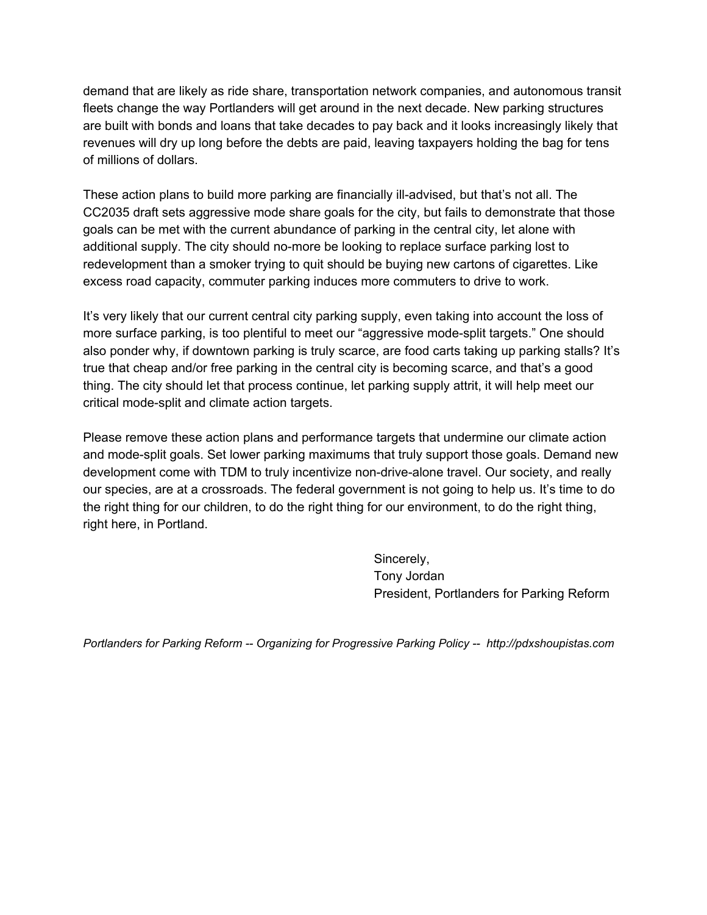demand that are likely as ride share, transportation network companies, and autonomous transit fleets change the way Portlanders will get around in the next decade. New parking structures are built with bonds and loans that take decades to pay back and it looks increasingly likely that revenues will dry up long before the debts are paid, leaving taxpayers holding the bag for tens of millions of dollars.

These action plans to build more parking are financially ill-advised, but that's not all. The CC2035 draft sets aggressive mode share goals for the city, but fails to demonstrate that those goals can be met with the current abundance of parking in the central city, let alone with additional supply. The city should no-more be looking to replace surface parking lost to redevelopment than a smoker trying to quit should be buying new cartons of cigarettes. Like excess road capacity, commuter parking induces more commuters to drive to work.

It's very likely that our current central city parking supply, even taking into account the loss of more surface parking, is too plentiful to meet our "aggressive mode-split targets." One should also ponder why, if downtown parking is truly scarce, are food carts taking up parking stalls? It's true that cheap and/or free parking in the central city is becoming scarce, and that's a good thing. The city should let that process continue, let parking supply attrit, it will help meet our critical mode-split and climate action targets.

Please remove these action plans and performance targets that undermine our climate action and mode-split goals. Set lower parking maximums that truly support those goals. Demand new development come with TDM to truly incentivize non-drive-alone travel. Our society, and really our species, are at a crossroads. The federal government is not going to help us. It's time to do the right thing for our children, to do the right thing for our environment, to do the right thing, right here, in Portland.

Sincerely,
Tony Jordan
President, Portlanders for Parking Reform

*Portlanders for Parking Reform -- Organizing for Progressive Parking Policy -- http://pdxshoupistas.com*